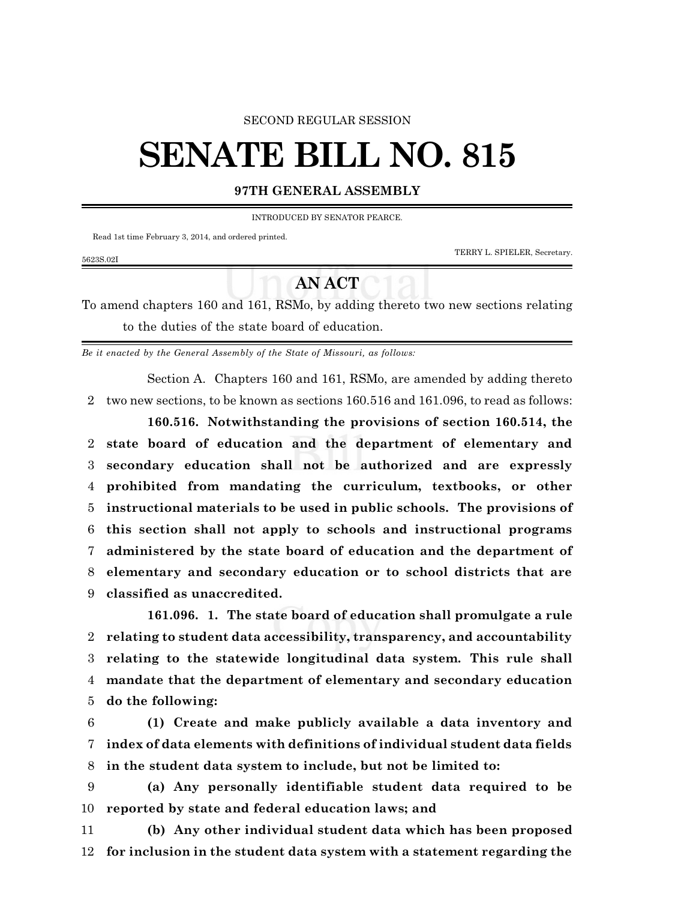SECOND REGULAR SESSION

# SENATE BILL NO. 815

**97TH GENERAL ASSEMBLY**

INTRODUCED BY SENATOR PEARCE.

Read 1st time February 3, 2014, and ordered printed.

TERRY L. SPIELER, Secretary.

5623S.02I

## AN ACT

To amend chapters 160 and 161, RSMo, by adding thereto two new sections relating to the duties of the state board of education.

*Be it enacted by the General Assembly of the State of Missouri, as follows:*

Section A. Chapters 160 and 161, RSMo, are amended by adding thereto
2 two new sections, to be known as sections 160.516 and 161.096, to read as follows:

**160.516. Notwithstanding the provisions of section 160.514, the**
2 **state board of education and the department of elementary and**
3 **secondary education shall not be authorized and are expressly**
4 **prohibited from mandating the curriculum, textbooks, or other**
5 **instructional materials to be used in public schools. The provisions of**
6 **this section shall not apply to schools and instructional programs**
7 **administered by the state board of education and the department of**
8 **elementary and secondary education or to school districts that are**
9 **classified as unaccredited.**

**161.096. 1. The state board of education shall promulgate a rule**
2 **relating to student data accessibility, transparency, and accountability**
3 **relating to the statewide longitudinal data system. This rule shall**
4 **mandate that the department of elementary and secondary education**
5 **do the following:**

6 **(1) Create and make publicly available a data inventory and**
7 **index of data elements with definitions of individual student data fields**
8 **in the student data system to include, but not be limited to:**

9 **(a) Any personally identifiable student data required to be**
10 **reported by state and federal education laws; and**

11 **(b) Any other individual student data which has been proposed**
12 **for inclusion in the student data system with a statement regarding the**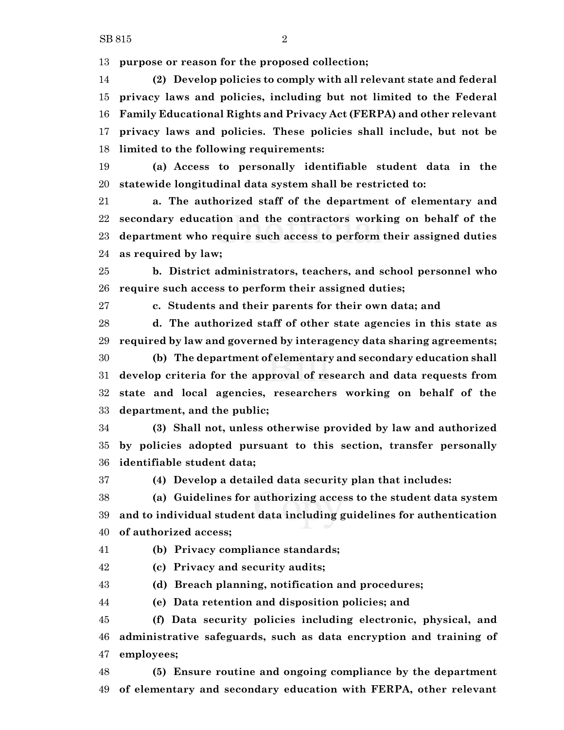**purpose or reason for the proposed collection;**

**(2) Develop policies to comply with all relevant state and federal privacy laws and policies, including but not limited to the Federal Family Educational Rights and Privacy Act (FERPA) and other relevant privacy laws and policies. These policies shall include, but not be limited to the following requirements:**

**(a) Access to personally identifiable student data in the statewide longitudinal data system shall be restricted to:**

**a. The authorized staff of the department of elementary and secondary education and the contractors working on behalf of the department who require such access to perform their assigned duties as required by law;**

**b. District administrators, teachers, and school personnel who require such access to perform their assigned duties;**

**c. Students and their parents for their own data; and**

**d. The authorized staff of other state agencies in this state as required by law and governed by interagency data sharing agreements;**

**(b) The department of elementary and secondary education shall develop criteria for the approval of research and data requests from state and local agencies, researchers working on behalf of the department, and the public;**

**(3) Shall not, unless otherwise provided by law and authorized by policies adopted pursuant to this section, transfer personally identifiable student data;**

**(4) Develop a detailed data security plan that includes:**

**(a) Guidelines for authorizing access to the student data system and to individual student data including guidelines for authentication of authorized access;**

**(b) Privacy compliance standards;**

**(c) Privacy and security audits;**

**(d) Breach planning, notification and procedures;**

**(e) Data retention and disposition policies; and**

**(f) Data security policies including electronic, physical, and administrative safeguards, such as data encryption and training of employees;**

**(5) Ensure routine and ongoing compliance by the department of elementary and secondary education with FERPA, other relevant**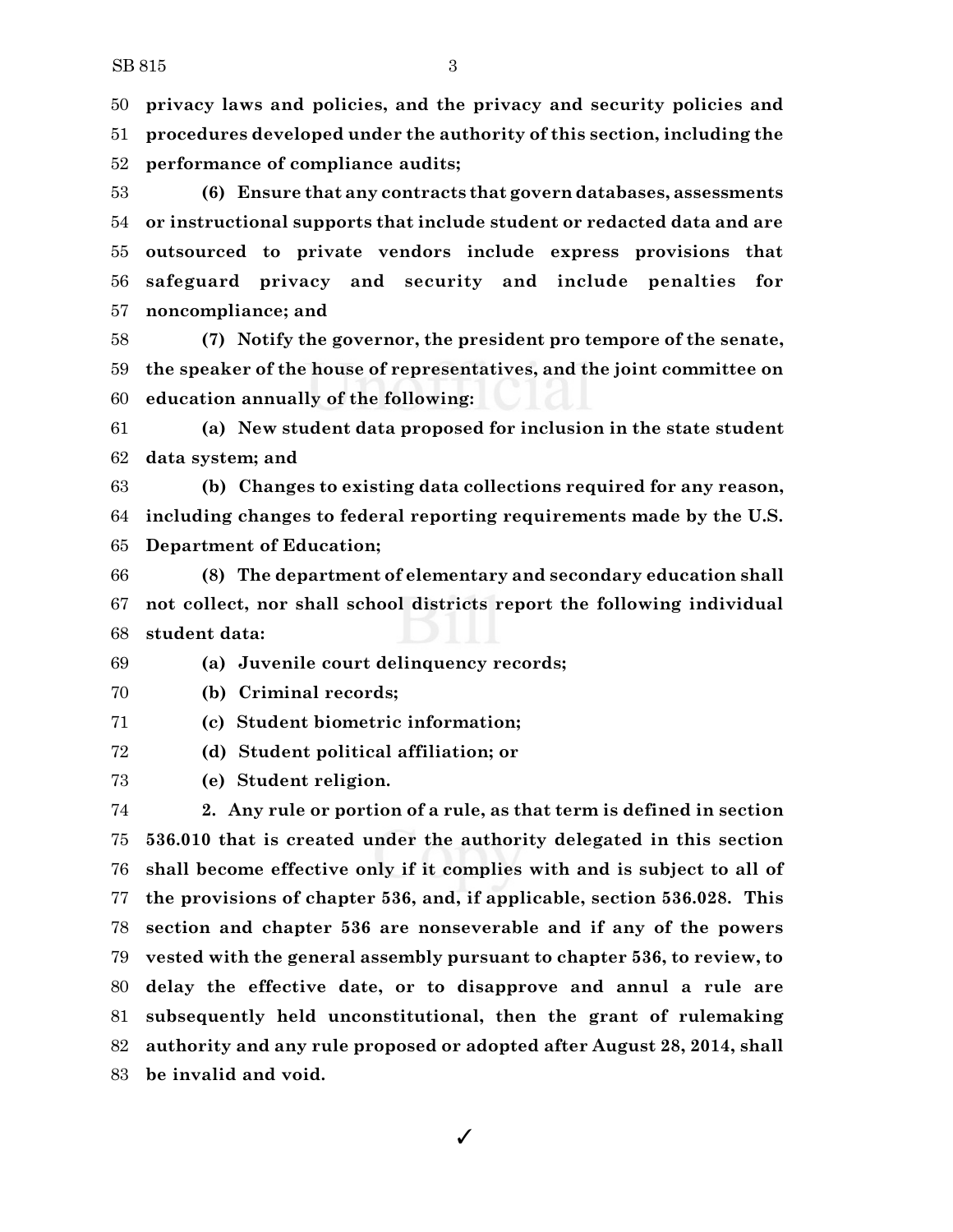**privacy laws and policies, and the privacy and security policies and procedures developed under the authority of this section, including the performance of compliance audits;**

**(6) Ensure that any contracts that govern databases, assessments or instructional supports that include student or redacted data and are outsourced to private vendors include express provisions that safeguard privacy and security and include penalties for noncompliance; and**

**(7) Notify the governor, the president pro tempore of the senate, the speaker of the house of representatives, and the joint committee on education annually of the following:**

**(a) New student data proposed for inclusion in the state student data system; and**

**(b) Changes to existing data collections required for any reason, including changes to federal reporting requirements made by the U.S. Department of Education;**

**(8) The department of elementary and secondary education shall not collect, nor shall school districts report the following individual student data:**

**(a) Juvenile court delinquency records;**

**(b) Criminal records;**

**(c) Student biometric information;**

**(d) Student political affiliation; or**

**(e) Student religion.**

**2. Any rule or portion of a rule, as that term is defined in section 536.010 that is created under the authority delegated in this section shall become effective only if it complies with and is subject to all of the provisions of chapter 536, and, if applicable, section 536.028. This section and chapter 536 are nonseverable and if any of the powers vested with the general assembly pursuant to chapter 536, to review, to delay the effective date, or to disapprove and annul a rule are subsequently held unconstitutional, then the grant of rulemaking authority and any rule proposed or adopted after August 28, 2014, shall be invalid and void.**

✓